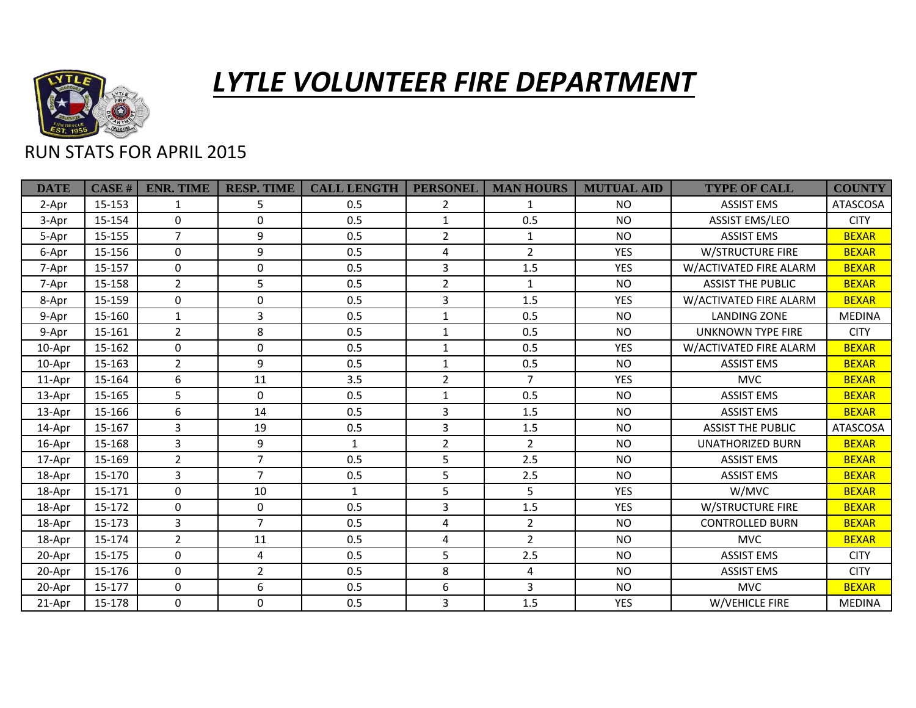# LYTLE VOLUNTEER FIRE DEPARTMENT

RUN STATS FOR APRIL 2015

| DATE | CASE # | ENR. TIME | RESP. TIME | CALL LENGTH | PERSONEL | MAN HOURS | MUTUAL AID | TYPE OF CALL | COUNTY |
|---|---|---|---|---|---|---|---|---|---|
| 2-Apr | 15-153 | 1 | 5 | 0.5 | 2 | 1 | NO | ASSIST EMS | ATASCOSA |
| 3-Apr | 15-154 | 0 | 0 | 0.5 | 1 | 0.5 | NO | ASSIST EMS/LEO | CITY |
| 5-Apr | 15-155 | 7 | 9 | 0.5 | 2 | 1 | NO | ASSIST EMS | BEXAR |
| 6-Apr | 15-156 | 0 | 9 | 0.5 | 4 | 2 | YES | W/STRUCTURE FIRE | BEXAR |
| 7-Apr | 15-157 | 0 | 0 | 0.5 | 3 | 1.5 | YES | W/ACTIVATED FIRE ALARM | BEXAR |
| 7-Apr | 15-158 | 2 | 5 | 0.5 | 2 | 1 | NO | ASSIST THE PUBLIC | BEXAR |
| 8-Apr | 15-159 | 0 | 0 | 0.5 | 3 | 1.5 | YES | W/ACTIVATED FIRE ALARM | BEXAR |
| 9-Apr | 15-160 | 1 | 3 | 0.5 | 1 | 0.5 | NO | LANDING ZONE | MEDINA |
| 9-Apr | 15-161 | 2 | 8 | 0.5 | 1 | 0.5 | NO | UNKNOWN TYPE FIRE | CITY |
| 10-Apr | 15-162 | 0 | 0 | 0.5 | 1 | 0.5 | YES | W/ACTIVATED FIRE ALARM | BEXAR |
| 10-Apr | 15-163 | 2 | 9 | 0.5 | 1 | 0.5 | NO | ASSIST EMS | BEXAR |
| 11-Apr | 15-164 | 6 | 11 | 3.5 | 2 | 7 | YES | MVC | BEXAR |
| 13-Apr | 15-165 | 5 | 0 | 0.5 | 1 | 0.5 | NO | ASSIST EMS | BEXAR |
| 13-Apr | 15-166 | 6 | 14 | 0.5 | 3 | 1.5 | NO | ASSIST EMS | BEXAR |
| 14-Apr | 15-167 | 3 | 19 | 0.5 | 3 | 1.5 | NO | ASSIST THE PUBLIC | ATASCOSA |
| 16-Apr | 15-168 | 3 | 9 | 1 | 2 | 2 | NO | UNATHORIZED BURN | BEXAR |
| 17-Apr | 15-169 | 2 | 7 | 0.5 | 5 | 2.5 | NO | ASSIST EMS | BEXAR |
| 18-Apr | 15-170 | 3 | 7 | 0.5 | 5 | 2.5 | NO | ASSIST EMS | BEXAR |
| 18-Apr | 15-171 | 0 | 10 | 1 | 5 | 5 | YES | W/MVC | BEXAR |
| 18-Apr | 15-172 | 0 | 0 | 0.5 | 3 | 1.5 | YES | W/STRUCTURE FIRE | BEXAR |
| 18-Apr | 15-173 | 3 | 7 | 0.5 | 4 | 2 | NO | CONTROLLED BURN | BEXAR |
| 18-Apr | 15-174 | 2 | 11 | 0.5 | 4 | 2 | NO | MVC | BEXAR |
| 20-Apr | 15-175 | 0 | 4 | 0.5 | 5 | 2.5 | NO | ASSIST EMS | CITY |
| 20-Apr | 15-176 | 0 | 2 | 0.5 | 8 | 4 | NO | ASSIST EMS | CITY |
| 20-Apr | 15-177 | 0 | 6 | 0.5 | 6 | 3 | NO | MVC | BEXAR |
| 21-Apr | 15-178 | 0 | 0 | 0.5 | 3 | 1.5 | YES | W/VEHICLE FIRE | MEDINA |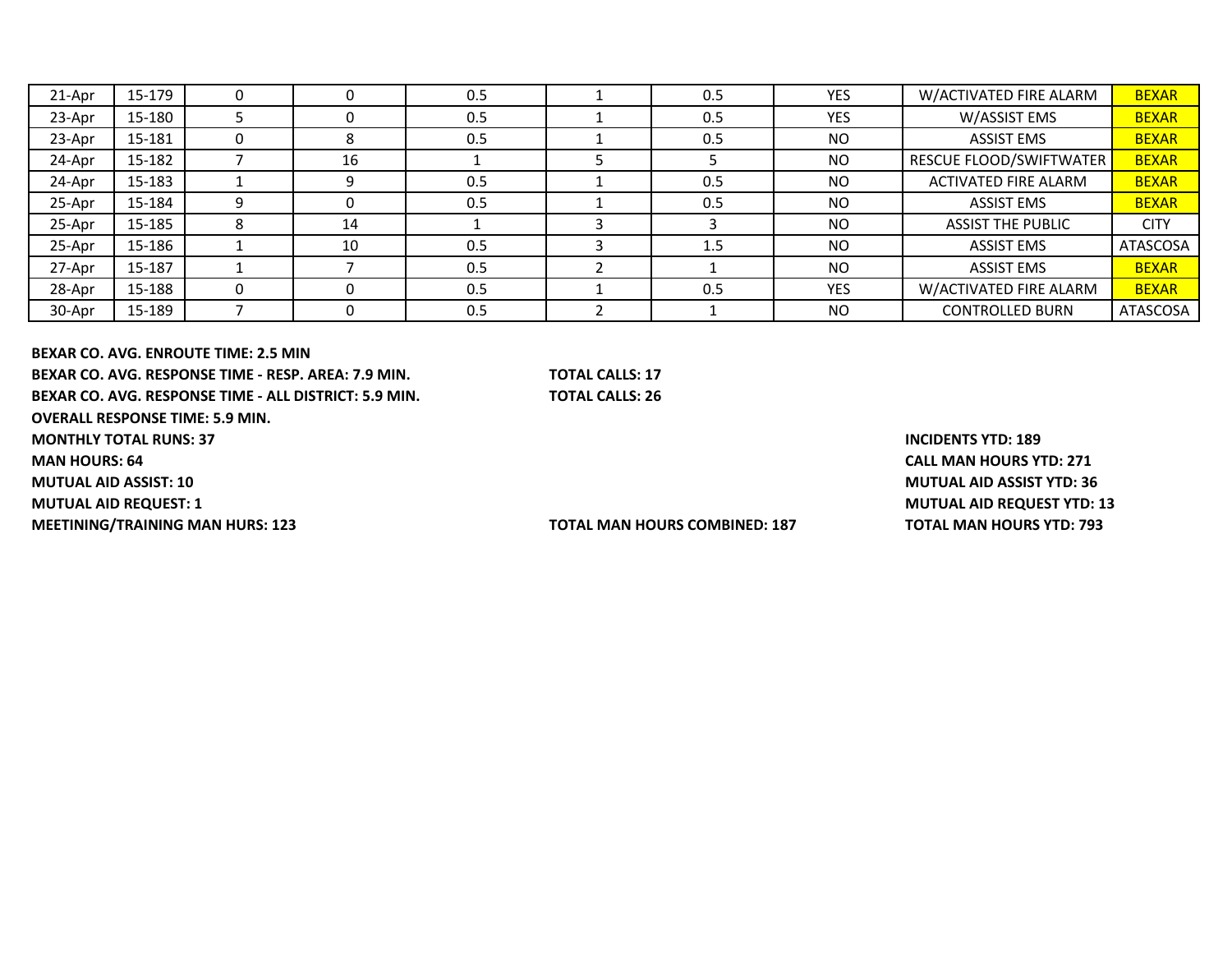| | | | | | | | | | |
|---|---|---|---|---|---|---|---|---|---|
| 21-Apr | 15-179 | 0 | 0 | 0.5 | 1 | 0.5 | YES | W/ACTIVATED FIRE ALARM | BEXAR |
| 23-Apr | 15-180 | 5 | 0 | 0.5 | 1 | 0.5 | YES | W/ASSIST EMS | BEXAR |
| 23-Apr | 15-181 | 0 | 8 | 0.5 | 1 | 0.5 | NO | ASSIST EMS | BEXAR |
| 24-Apr | 15-182 | 7 | 16 | 1 | 5 | 5 | NO | RESCUE FLOOD/SWIFTWATER | BEXAR |
| 24-Apr | 15-183 | 1 | 9 | 0.5 | 1 | 0.5 | NO | ACTIVATED FIRE ALARM | BEXAR |
| 25-Apr | 15-184 | 9 | 0 | 0.5 | 1 | 0.5 | NO | ASSIST EMS | BEXAR |
| 25-Apr | 15-185 | 8 | 14 | 1 | 3 | 3 | NO | ASSIST THE PUBLIC | CITY |
| 25-Apr | 15-186 | 1 | 10 | 0.5 | 3 | 1.5 | NO | ASSIST EMS | ATASCOSA |
| 27-Apr | 15-187 | 1 | 7 | 0.5 | 2 | 1 | NO | ASSIST EMS | BEXAR |
| 28-Apr | 15-188 | 0 | 0 | 0.5 | 1 | 0.5 | YES | W/ACTIVATED FIRE ALARM | BEXAR |
| 30-Apr | 15-189 | 7 | 0 | 0.5 | 2 | 1 | NO | CONTROLLED BURN | ATASCOSA |

**BEXAR CO. AVG. ENROUTE TIME: 2.5 MIN**

**BEXAR CO. AVG. RESPONSE TIME - RESP. AREA: 7.9 MIN.** **TOTAL CALLS: 17**

**BEXAR CO. AVG. RESPONSE TIME - ALL DISTRICT: 5.9 MIN.** **TOTAL CALLS: 26**

**OVERALL RESPONSE TIME: 5.9 MIN.**

**MONTHLY TOTAL RUNS: 37**

**MAN HOURS: 64**

**MUTUAL AID ASSIST: 10**

**MUTUAL AID REQUEST: 1**

**MEETINING/TRAINING MAN HURS: 123**

**TOTAL MAN HOURS COMBINED: 187**

**INCIDENTS YTD: 189**

**CALL MAN HOURS YTD: 271**

**MUTUAL AID ASSIST YTD: 36**

**MUTUAL AID REQUEST YTD: 13**

**TOTAL MAN HOURS YTD: 793**